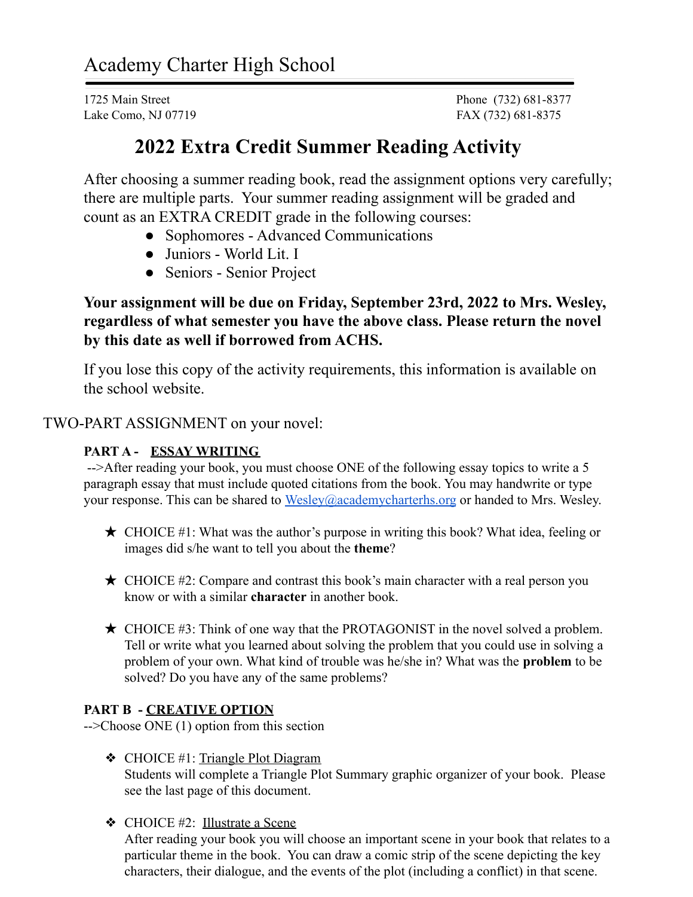# Academy Charter High School

1725 Main Street
Lake Como, NJ 07719

Phone (732) 681-8377
FAX (732) 681-8375

## 2022 Extra Credit Summer Reading Activity

After choosing a summer reading book, read the assignment options very carefully; there are multiple parts. Your summer reading assignment will be graded and count as an EXTRA CREDIT grade in the following courses:

- Sophomores - Advanced Communications
- Juniors - World Lit. I
- Seniors - Senior Project

**Your assignment will be due on Friday, September 23rd, 2022 to Mrs. Wesley, regardless of what semester you have the above class. Please return the novel by this date as well if borrowed from ACHS.**

If you lose this copy of the activity requirements, this information is available on the school website.

TWO-PART ASSIGNMENT on your novel:

**PART A - <u>ESSAY WRITING</u>**

-->After reading your book, you must choose ONE of the following essay topics to write a 5 paragraph essay that must include quoted citations from the book. You may handwrite or type your response. This can be shared to Wesley@academycharterhs.org or handed to Mrs. Wesley.

- ★ CHOICE #1: What was the author's purpose in writing this book? What idea, feeling or images did s/he want to tell you about the **theme**?
- ★ CHOICE #2: Compare and contrast this book's main character with a real person you know or with a similar **character** in another book.
- ★ CHOICE #3: Think of one way that the PROTAGONIST in the novel solved a problem. Tell or write what you learned about solving the problem that you could use in solving a problem of your own. What kind of trouble was he/she in? What was the **problem** to be solved? Do you have any of the same problems?

**PART B - <u>CREATIVE OPTION</u>**

-->Choose ONE (1) option from this section

- ❖ CHOICE #1: <u>Triangle Plot Diagram</u>
  Students will complete a Triangle Plot Summary graphic organizer of your book. Please see the last page of this document.
- ❖ CHOICE #2: <u>Illustrate a Scene</u>
  After reading your book you will choose an important scene in your book that relates to a particular theme in the book. You can draw a comic strip of the scene depicting the key characters, their dialogue, and the events of the plot (including a conflict) in that scene.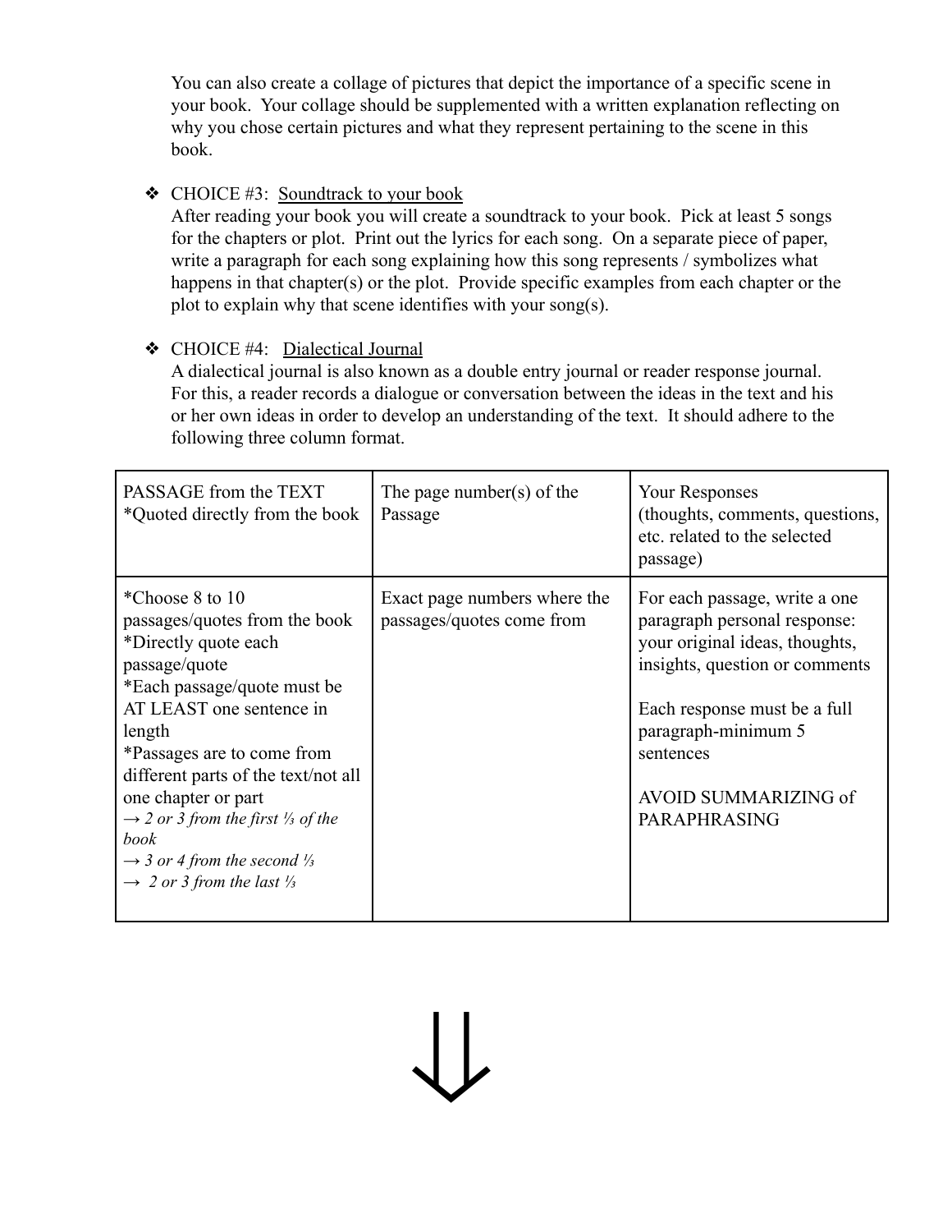You can also create a collage of pictures that depict the importance of a specific scene in your book. Your collage should be supplemented with a written explanation reflecting on why you chose certain pictures and what they represent pertaining to the scene in this book.

- ❖ CHOICE #3: <u>Soundtrack to your book</u>
  After reading your book you will create a soundtrack to your book. Pick at least 5 songs for the chapters or plot. Print out the lyrics for each song. On a separate piece of paper, write a paragraph for each song explaining how this song represents / symbolizes what happens in that chapter(s) or the plot. Provide specific examples from each chapter or the plot to explain why that scene identifies with your song(s).

- ❖ CHOICE #4: <u>Dialectical Journal</u>
  A dialectical journal is also known as a double entry journal or reader response journal. For this, a reader records a dialogue or conversation between the ideas in the text and his or her own ideas in order to develop an understanding of the text. It should adhere to the following three column format.

| PASSAGE from the TEXT *Quoted directly from the book | The page number(s) of the Passage | Your Responses (thoughts, comments, questions, etc. related to the selected passage) |
| --- | --- | --- |
| *Choose 8 to 10 passages/quotes from the book<br>*Directly quote each passage/quote<br>*Each passage/quote must be AT LEAST one sentence in length<br>*Passages are to come from different parts of the text/not all one chapter or part<br>*→ 2 or 3 from the first ⅓ of the book*<br>*→ 3 or 4 from the second ⅓*<br>*→ 2 or 3 from the last ⅓* | Exact page numbers where the passages/quotes come from | For each passage, write a one paragraph personal response: your original ideas, thoughts, insights, question or comments<br><br>Each response must be a full paragraph-minimum 5 sentences<br><br>AVOID SUMMARIZING of PARAPHRASING |

⇓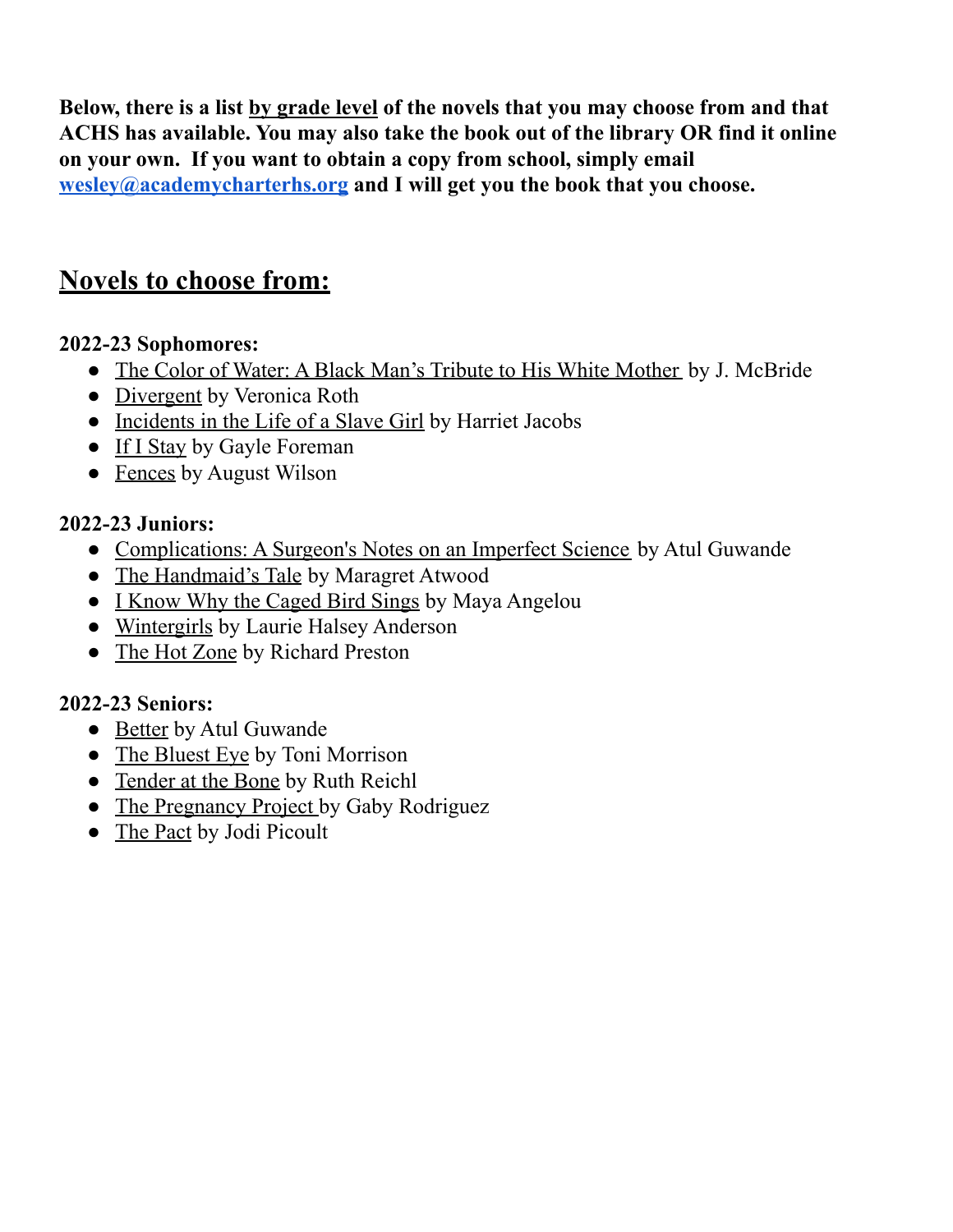**Below, there is a list <u>by grade level</u> of the novels that you may choose from and that ACHS has available. You may also take the book out of the library OR find it online on your own. If you want to obtain a copy from school, simply email [wesley@academycharterhs.org](mailto:wesley@academycharterhs.org) and I will get you the book that you choose.**

## <u>Novels to choose from:</u>

**2022-23 Sophomores:**

- <u>The Color of Water: A Black Man's Tribute to His White Mother</u> by J. McBride
- <u>Divergent</u> by Veronica Roth
- <u>Incidents in the Life of a Slave Girl</u> by Harriet Jacobs
- <u>If I Stay</u> by Gayle Foreman
- <u>Fences</u> by August Wilson

**2022-23 Juniors:**

- <u>Complications: A Surgeon's Notes on an Imperfect Science</u> by Atul Guwande
- <u>The Handmaid's Tale</u> by Maragret Atwood
- <u>I Know Why the Caged Bird Sings</u> by Maya Angelou
- <u>Wintergirls</u> by Laurie Halsey Anderson
- <u>The Hot Zone</u> by Richard Preston

**2022-23 Seniors:**

- <u>Better</u> by Atul Guwande
- <u>The Bluest Eye</u> by Toni Morrison
- <u>Tender at the Bone</u> by Ruth Reichl
- <u>The Pregnancy Project</u> by Gaby Rodriguez
- <u>The Pact</u> by Jodi Picoult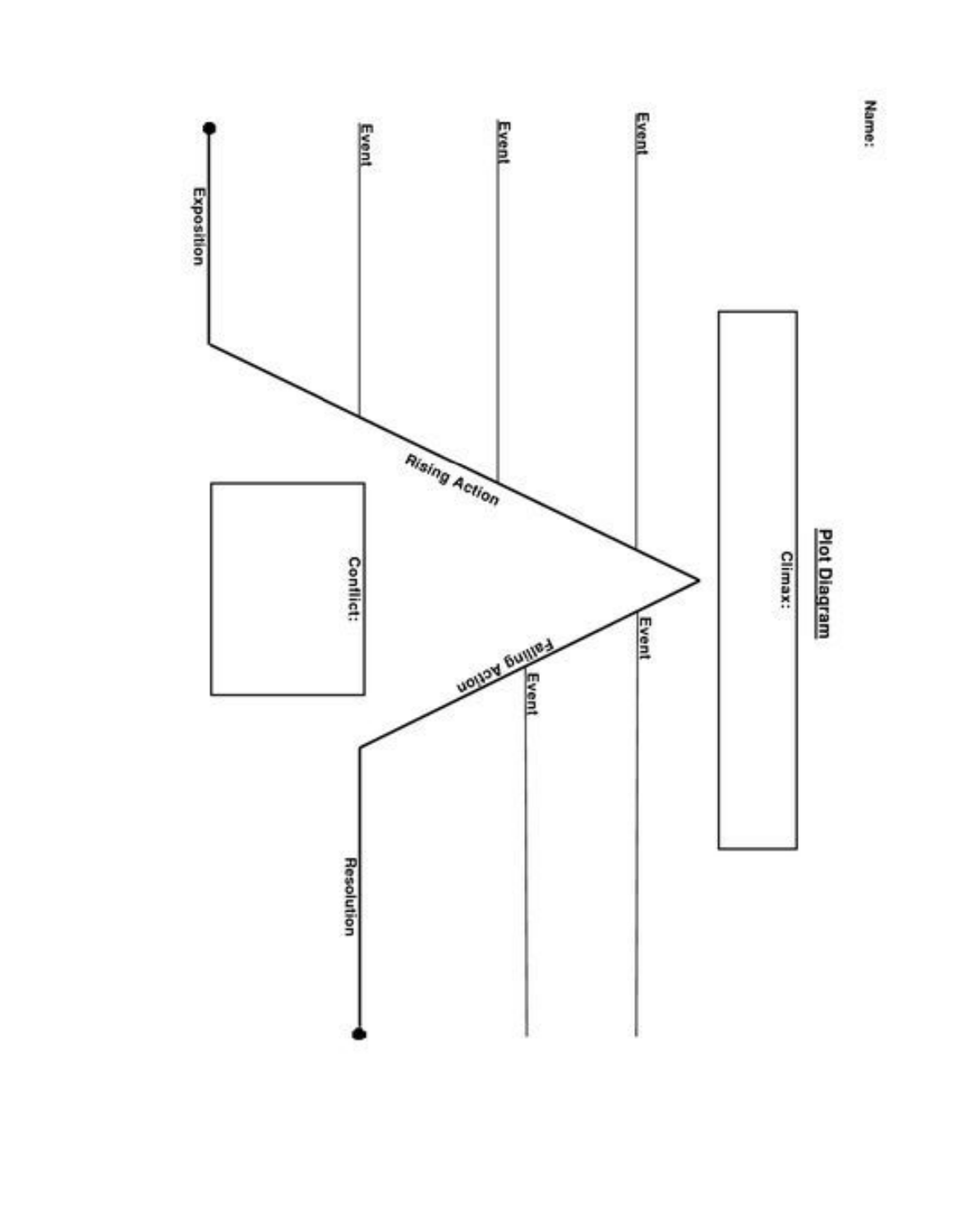Name:

## Plot Diagram

Climax:

Event

Event

Event

Rising Action

Exposition

Conflict:

Falling Action

Event

Event

Resolution